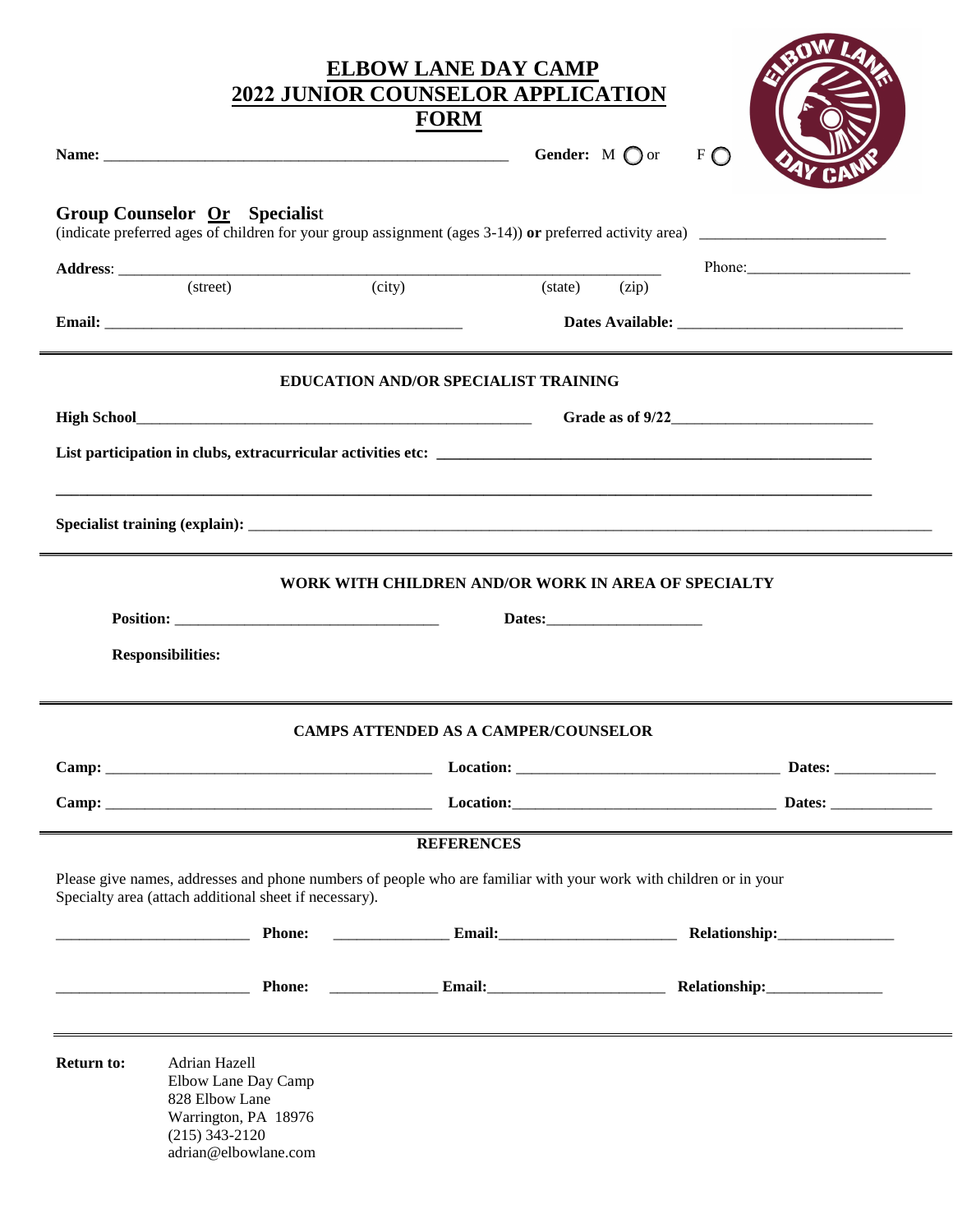# ELBOW LANE DAY CAMP
# 2022 JUNIOR COUNSELOR APPLICATION FORM

**Name:** ______________________________________________ **Gender:** M ◯ or F ◯

**Group Counselor Or Specialist**
(indicate preferred ages of children for your group assignment (ages 3-14)) **or** preferred activity area) ______________________

**Address**: ______________________________________________ Phone: ____________________
(street) (city) (state) (zip)

**Email:** ________________________________________ **Dates Available:** __________________________

---

### EDUCATION AND/OR SPECIALIST TRAINING

**High School** ______________________________________________ **Grade as of 9/22** ________________________

**List participation in clubs, extracurricular activities etc:** ____________________________________________________

______________________________________________________________________________________________

**Specialist training (explain):** ____________________________________________________________________________

---

### WORK WITH CHILDREN AND/OR WORK IN AREA OF SPECIALTY

**Position:** ________________________________ **Dates:** ____________________

**Responsibilities:**

---

### CAMPS ATTENDED AS A CAMPER/COUNSELOR

**Camp:** ________________________________________ **Location:** ________________________________ **Dates:** ____________

**Camp:** ________________________________________ **Location:** ________________________________ **Dates:** ____________

---

### REFERENCES

Please give names, addresses and phone numbers of people who are familiar with your work with children or in your Specialty area (attach additional sheet if necessary).

________________________ **Phone:** ______________ **Email:** ______________________ **Relationship:** ______________

________________________ **Phone:** ______________ **Email:** ______________________ **Relationship:** ______________

---

**Return to:**
Adrian Hazell
Elbow Lane Day Camp
828 Elbow Lane
Warrington, PA 18976
(215) 343-2120
adrian@elbowlane.com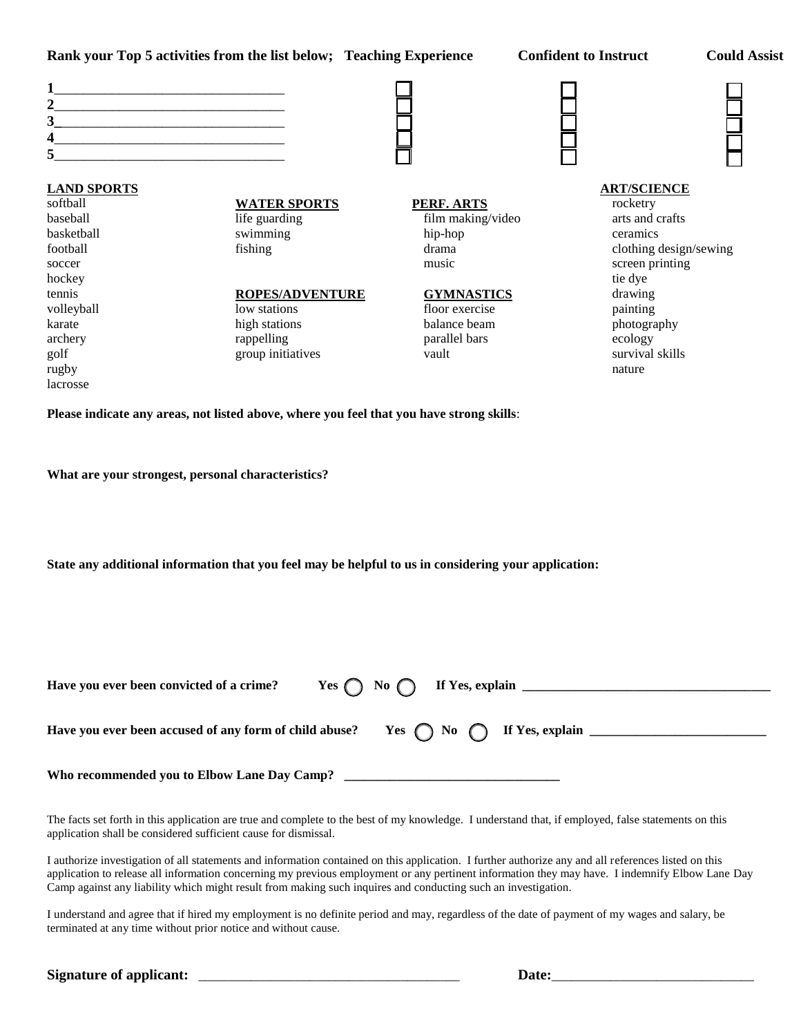**Rank your Top 5 activities from the list below; Teaching Experience Confident to Instruct Could Assist**

| Rank | Activity | Teaching Experience | Confident to Instruct | Could Assist |
|---|---|---|---|---|
| 1 | ______________________________ | ☐ | ☐ | ☐ |
| 2 | ______________________________ | ☐ | ☐ | ☐ |
| 3 | ______________________________ | ☐ | ☐ | ☐ |
| 4 | ______________________________ | ☐ | ☐ | ☐ |
| 5 | ______________________________ | ☐ | ☐ | ☐ |

**LAND SPORTS**
softball
baseball
basketball
football
soccer
hockey
tennis
volleyball
karate
archery
golf
rugby
lacrosse

**WATER SPORTS**
life guarding
swimming
fishing

**ROPES/ADVENTURE**
low stations
high stations
rappelling
group initiatives

**PERF. ARTS**
film making/video
hip-hop
drama
music

**GYMNASTICS**
floor exercise
balance beam
parallel bars
vault

**ART/SCIENCE**
rocketry
arts and crafts
ceramics
clothing design/sewing
screen printing
tie dye
drawing
painting
photography
ecology
survival skills
nature

**Please indicate any areas, not listed above, where you feel that you have strong skills**:

**What are your strongest, personal characteristics?**

**State any additional information that you feel may be helpful to us in considering your application:**

**Have you ever been convicted of a crime?** **Yes** ◯ **No** ◯ **If Yes, explain** ______________________________

**Have you ever been accused of any form of child abuse?** **Yes** ◯ **No** ◯ **If Yes, explain** ______________________________

**Who recommended you to Elbow Lane Day Camp?** ______________________________

The facts set forth in this application are true and complete to the best of my knowledge. I understand that, if employed, false statements on this application shall be considered sufficient cause for dismissal.

I authorize investigation of all statements and information contained on this application. I further authorize any and all references listed on this application to release all information concerning my previous employment or any pertinent information they may have. I indemnify Elbow Lane Day Camp against any liability which might result from making such inquires and conducting such an investigation.

I understand and agree that if hired my employment is no definite period and may, regardless of the date of payment of my wages and salary, be terminated at any time without prior notice and without cause.

**Signature of applicant:** ______________________________ **Date:**______________________________